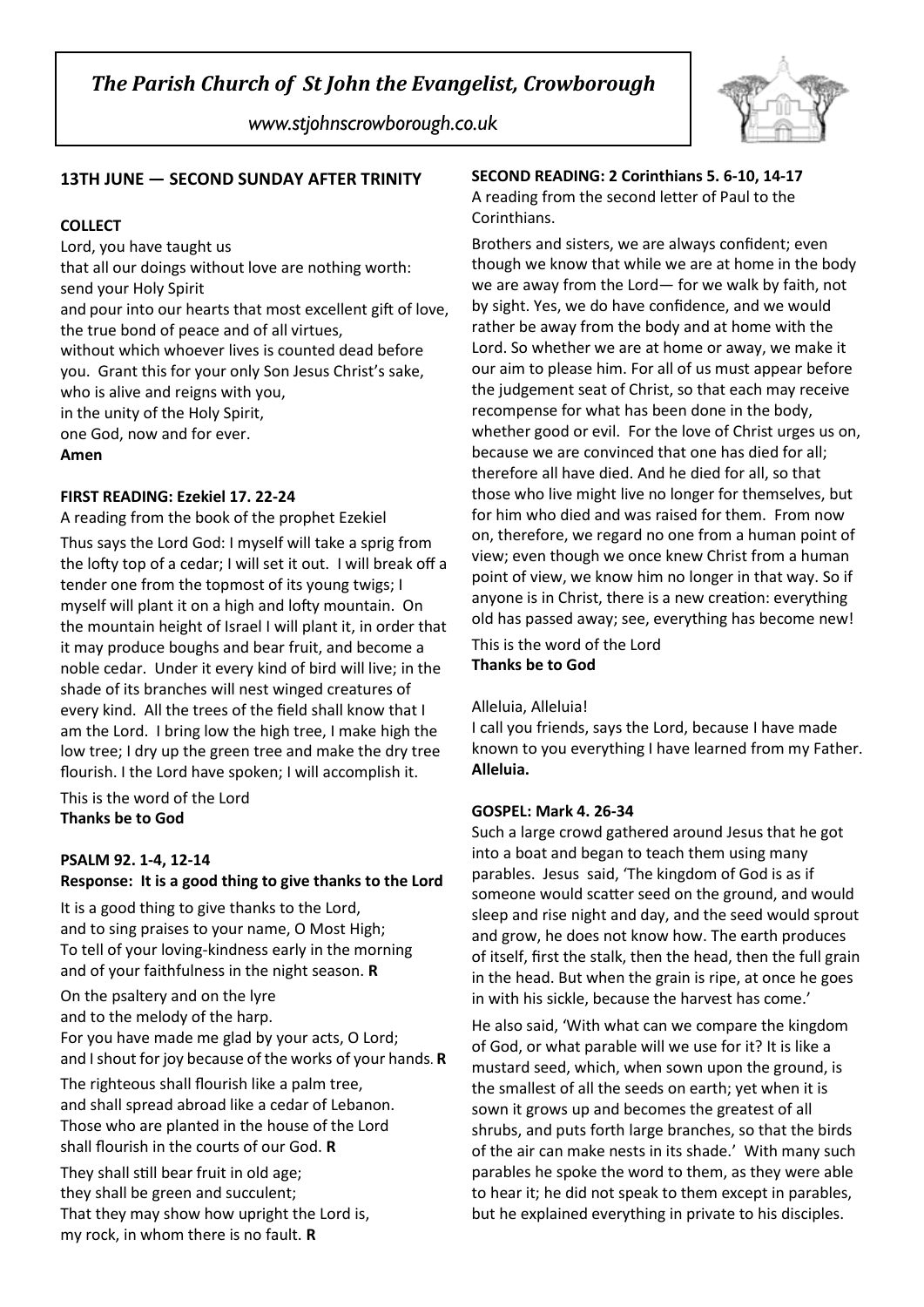# *The Parish Church of St John the Evangelist, Crowborough*

*www.stjohnscrowborough.co.uk*

## 13TH JUNE — SECOND SUNDAY AFTER TRINITY

### COLLECT

Lord, you have taught us
that all our doings without love are nothing worth:
send your Holy Spirit
and pour into our hearts that most excellent gift of love,
the true bond of peace and of all virtues,
without which whoever lives is counted dead before you. Grant this for your only Son Jesus Christ's sake,
who is alive and reigns with you,
in the unity of the Holy Spirit,
one God, now and for ever.
**Amen**

### FIRST READING: Ezekiel 17. 22-24

A reading from the book of the prophet Ezekiel

Thus says the Lord God: I myself will take a sprig from the lofty top of a cedar; I will set it out. I will break off a tender one from the topmost of its young twigs; I myself will plant it on a high and lofty mountain. On the mountain height of Israel I will plant it, in order that it may produce boughs and bear fruit, and become a noble cedar. Under it every kind of bird will live; in the shade of its branches will nest winged creatures of every kind. All the trees of the field shall know that I am the Lord. I bring low the high tree, I make high the low tree; I dry up the green tree and make the dry tree flourish. I the Lord have spoken; I will accomplish it.

This is the word of the Lord
**Thanks be to God**

### PSALM 92. 1-4, 12-14

**Response: It is a good thing to give thanks to the Lord**

It is a good thing to give thanks to the Lord,
and to sing praises to your name, O Most High;
To tell of your loving-kindness early in the morning
and of your faithfulness in the night season. **R**

On the psaltery and on the lyre
and to the melody of the harp.
For you have made me glad by your acts, O Lord;
and I shout for joy because of the works of your hands. **R**

The righteous shall flourish like a palm tree,
and shall spread abroad like a cedar of Lebanon.
Those who are planted in the house of the Lord
shall flourish in the courts of our God. **R**

They shall still bear fruit in old age;
they shall be green and succulent;
That they may show how upright the Lord is,
my rock, in whom there is no fault. **R**

### SECOND READING: 2 Corinthians 5. 6-10, 14-17

A reading from the second letter of Paul to the Corinthians.

Brothers and sisters, we are always confident; even though we know that while we are at home in the body we are away from the Lord— for we walk by faith, not by sight. Yes, we do have confidence, and we would rather be away from the body and at home with the Lord. So whether we are at home or away, we make it our aim to please him. For all of us must appear before the judgement seat of Christ, so that each may receive recompense for what has been done in the body, whether good or evil. For the love of Christ urges us on, because we are convinced that one has died for all; therefore all have died. And he died for all, so that those who live might live no longer for themselves, but for him who died and was raised for them. From now on, therefore, we regard no one from a human point of view; even though we once knew Christ from a human point of view, we know him no longer in that way. So if anyone is in Christ, there is a new creation: everything old has passed away; see, everything has become new!

This is the word of the Lord
**Thanks be to God**

Alleluia, Alleluia!
I call you friends, says the Lord, because I have made known to you everything I have learned from my Father.
**Alleluia.**

### GOSPEL: Mark 4. 26-34

Such a large crowd gathered around Jesus that he got into a boat and began to teach them using many parables. Jesus said, 'The kingdom of God is as if someone would scatter seed on the ground, and would sleep and rise night and day, and the seed would sprout and grow, he does not know how. The earth produces of itself, first the stalk, then the head, then the full grain in the head. But when the grain is ripe, at once he goes in with his sickle, because the harvest has come.'

He also said, 'With what can we compare the kingdom of God, or what parable will we use for it? It is like a mustard seed, which, when sown upon the ground, is the smallest of all the seeds on earth; yet when it is sown it grows up and becomes the greatest of all shrubs, and puts forth large branches, so that the birds of the air can make nests in its shade.' With many such parables he spoke the word to them, as they were able to hear it; he did not speak to them except in parables, but he explained everything in private to his disciples.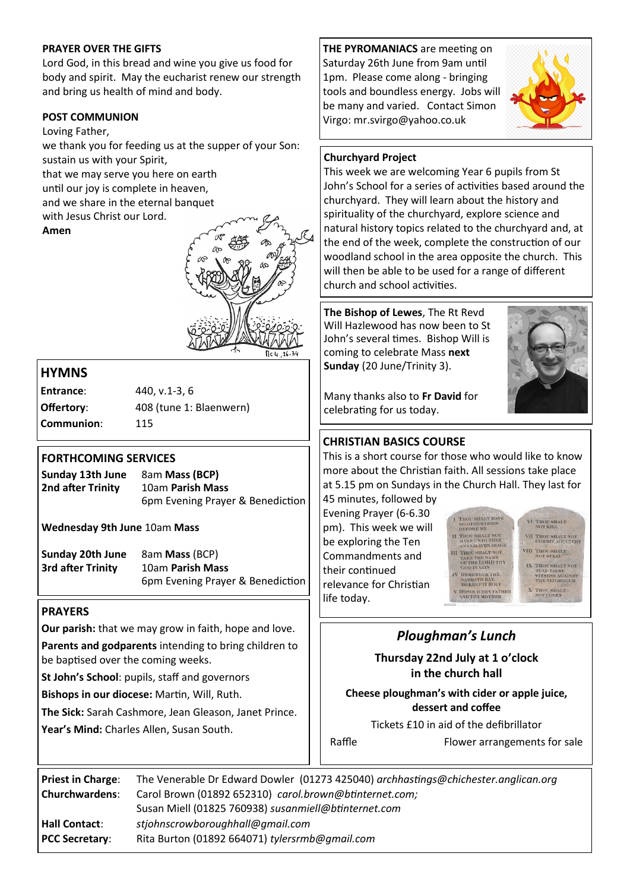**PRAYER OVER THE GIFTS**

Lord God, in this bread and wine you give us food for body and spirit. May the eucharist renew our strength and bring us health of mind and body.

**POST COMMUNION**

Loving Father,
we thank you for feeding us at the supper of your Son:
sustain us with your Spirit,
that we may serve you here on earth
until our joy is complete in heaven,
and we share in the eternal banquet
with Jesus Christ our Lord.
**Amen**

## HYMNS

| | |
|---|---|
| **Entrance**: | 440, v.1-3, 6 |
| **Offertory**: | 408 (tune 1: Blaenwern) |
| **Communion**: | 115 |

## FORTHCOMING SERVICES

| | |
|---|---|
| **Sunday 13th June** **2nd after Trinity** | 8am **Mass (BCP)** 10am **Parish Mass** 6pm Evening Prayer & Benediction |
| **Wednesday 9th June** 10am **Mass** | |
| **Sunday 20th June** **3rd after Trinity** | 8am **Mass** (BCP) 10am **Parish Mass** 6pm Evening Prayer & Benediction |

## PRAYERS

**Our parish:** that we may grow in faith, hope and love.

**Parents and godparents** intending to bring children to be baptised over the coming weeks.

**St John's School**: pupils, staff and governors

**Bishops in our diocese:** Martin, Will, Ruth.

**The Sick:** Sarah Cashmore, Jean Gleason, Janet Prince.

**Year's Mind:** Charles Allen, Susan South.

**THE PYROMANIACS** are meeting on Saturday 26th June from 9am until 1pm. Please come along - bringing tools and boundless energy. Jobs will be many and varied. Contact Simon Virgo: mr.svirgo@yahoo.co.uk

**Churchyard Project**

This week we are welcoming Year 6 pupils from St John's School for a series of activities based around the churchyard. They will learn about the history and spirituality of the churchyard, explore science and natural history topics related to the churchyard and, at the end of the week, complete the construction of our woodland school in the area opposite the church. This will then be able to be used for a range of different church and school activities.

**The Bishop of Lewes**, The Rt Revd Will Hazlewood has now been to St John's several times. Bishop Will is coming to celebrate Mass **next Sunday** (20 June/Trinity 3).

Many thanks also to **Fr David** for celebrating for us today.

## CHRISTIAN BASICS COURSE

This is a short course for those who would like to know more about the Christian faith. All sessions take place at 5.15 pm on Sundays in the Church Hall. They last for 45 minutes, followed by Evening Prayer (6-6.30 pm). This week we will be exploring the Ten Commandments and their continued relevance for Christian life today.

## *Ploughman's Lunch*

**Thursday 22nd July at 1 o'clock in the church hall**

**Cheese ploughman's with cider or apple juice, dessert and coffee**

Tickets £10 in aid of the defibrillator

Raffle — Flower arrangements for sale

| | |
|---|---|
| **Priest in Charge**: | The Venerable Dr Edward Dowler (01273 425040) *archhastings@chichester.anglican.org* |
| **Churchwardens**: | Carol Brown (01892 652310) *carol.brown@btinternet.com;* Susan Miell (01825 760938) *susanmiell@btinternet.com* |
| **Hall Contact**: | *stjohnscrowboroughhall@gmail.com* |
| **PCC Secretary**: | Rita Burton (01892 664071) *tylersrmb@gmail.com* |